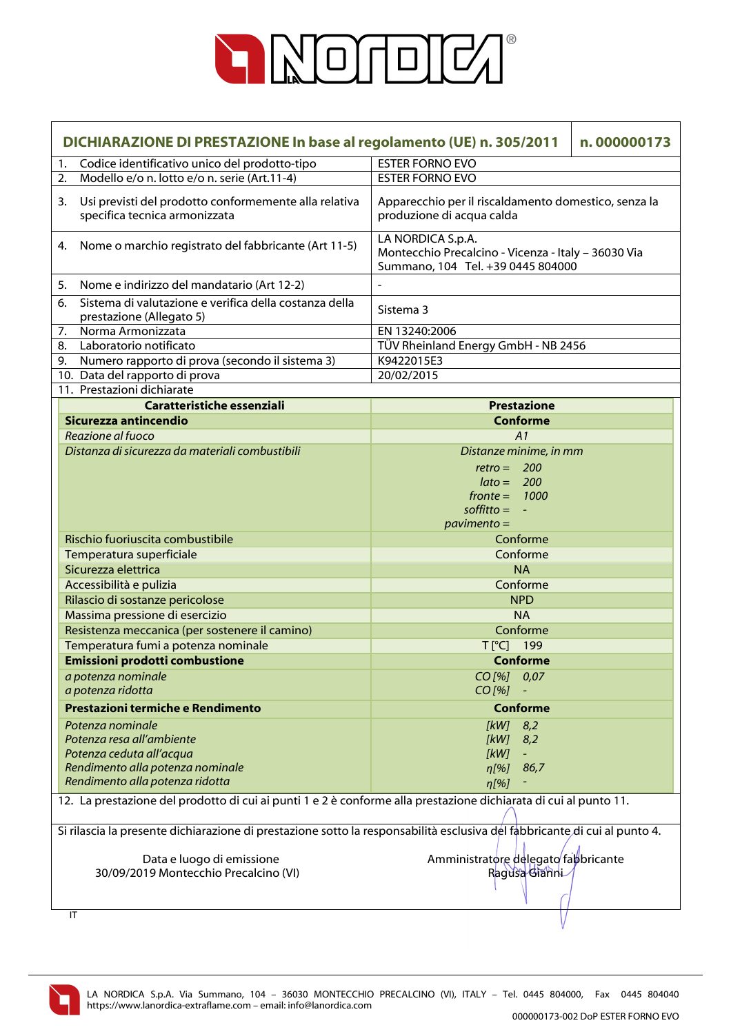LA NORDICA®

| DICHIARAZIONE DI PRESTAZIONE In base al regolamento (UE) n. 305/2011 | n. 000000173 |
|---|---|
| 1. Codice identificativo unico del prodotto-tipo | ESTER FORNO EVO |
| 2. Modello e/o n. lotto e/o n. serie (Art.11-4) | ESTER FORNO EVO |
| 3. Usi previsti del prodotto conformemente alla relativa specifica tecnica armonizzata | Apparecchio per il riscaldamento domestico, senza la produzione di acqua calda |
| 4. Nome o marchio registrato del fabbricante (Art 11-5) | LA NORDICA S.p.A. Montecchio Precalcino - Vicenza - Italy – 36030 Via Summano, 104 Tel. +39 0445 804000 |
| 5. Nome e indirizzo del mandatario (Art 12-2) | - |
| 6. Sistema di valutazione e verifica della costanza della prestazione (Allegato 5) | Sistema 3 |
| 7. Norma Armonizzata | EN 13240:2006 |
| 8. Laboratorio notificato | TÜV Rheinland Energy GmbH - NB 2456 |
| 9. Numero rapporto di prova (secondo il sistema 3) | K9422015E3 |
| 10. Data del rapporto di prova | 20/02/2015 |
| 11. Prestazioni dichiarate | |

| Caratteristiche essenziali | Prestazione |
|---|---|
| **Sicurezza antincendio** | **Conforme** |
| *Reazione al fuoco* | *A1* |
| *Distanza di sicurezza da materiali combustibili* | *Distanze minime, in mm*<br>*retro = 200*<br>*lato = 200*<br>*fronte = 1000*<br>*soffitto = -*<br>*pavimento =* |
| Rischio fuoriuscita combustibile | Conforme |
| Temperatura superficiale | Conforme |
| Sicurezza elettrica | NA |
| Accessibilità e pulizia | Conforme |
| Rilascio di sostanze pericolose | NPD |
| Massima pressione di esercizio | NA |
| Resistenza meccanica (per sostenere il camino) | Conforme |
| Temperatura fumi a potenza nominale | T [°C] 199 |
| **Emissioni prodotti combustione** | **Conforme** |
| *a potenza nominale* | *CO [%] 0,07* |
| *a potenza ridotta* | *CO [%] -* |
| **Prestazioni termiche e Rendimento** | **Conforme** |
| *Potenza nominale* | *[kW] 8,2* |
| *Potenza resa all'ambiente* | *[kW] 8,2* |
| *Potenza ceduta all'acqua* | *[kW] -* |
| *Rendimento alla potenza nominale* | *η[%] 86,7* |
| *Rendimento alla potenza ridotta* | *η[%] -* |

12. La prestazione del prodotto di cui ai punti 1 e 2 è conforme alla prestazione dichiarata di cui al punto 11.

Si rilascia la presente dichiarazione di prestazione sotto la responsabilità esclusiva del fabbricante di cui al punto 4.

Data e luogo di emissione
30/09/2019 Montecchio Precalcino (VI)

Amministratore delegato fabbricante
Ragusa Gianni

IT

LA NORDICA S.p.A. Via Summano, 104 – 36030 MONTECCHIO PRECALCINO (VI), ITALY – Tel. 0445 804000, Fax 0445 804040
https://www.lanordica-extraflame.com – email: info@lanordica.com

000000173-002 DoP ESTER FORNO EVO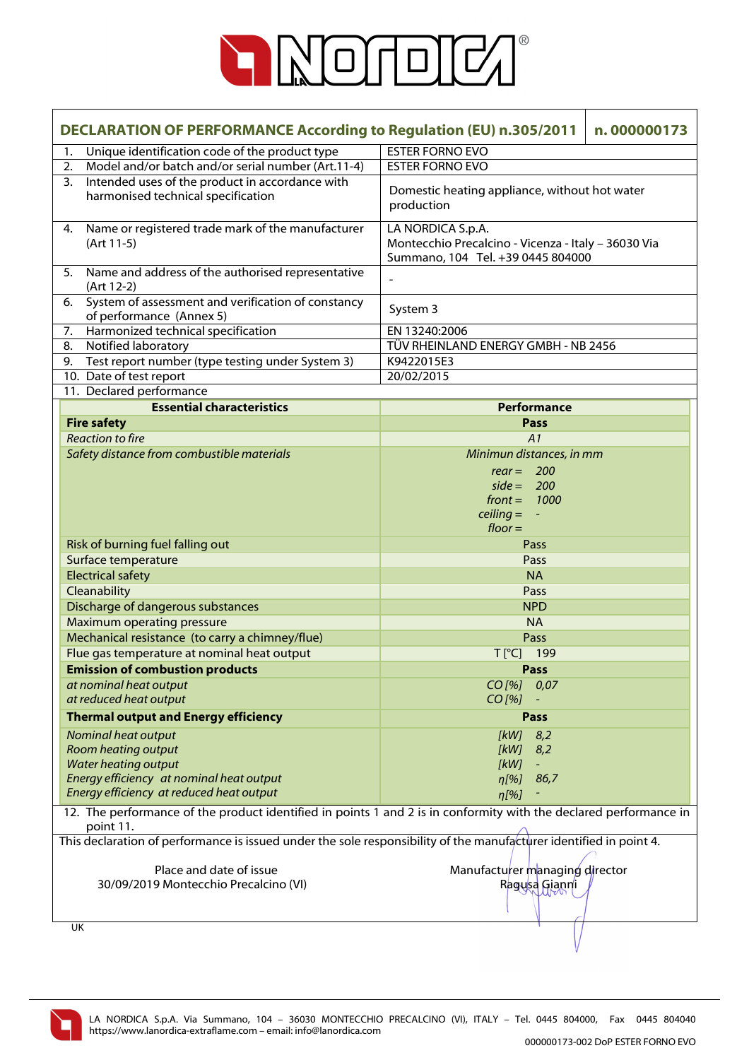# DECLARATION OF PERFORMANCE According to Regulation (EU) n.305/2011 — n. 000000173

| | |
|---|---|
| 1. Unique identification code of the product type | ESTER FORNO EVO |
| 2. Model and/or batch and/or serial number (Art.11-4) | ESTER FORNO EVO |
| 3. Intended uses of the product in accordance with harmonised technical specification | Domestic heating appliance, without hot water production |
| 4. Name or registered trade mark of the manufacturer (Art 11-5) | LA NORDICA S.p.A. Montecchio Precalcino - Vicenza - Italy – 36030 Via Summano, 104 Tel. +39 0445 804000 |
| 5. Name and address of the authorised representative (Art 12-2) | - |
| 6. System of assessment and verification of constancy of performance (Annex 5) | System 3 |
| 7. Harmonized technical specification | EN 13240:2006 |
| 8. Notified laboratory | TÜV RHEINLAND ENERGY GMBH - NB 2456 |
| 9. Test report number (type testing under System 3) | K9422015E3 |
| 10. Date of test report | 20/02/2015 |

11. Declared performance

| Essential characteristics | Performance |
|---|---|
| **Fire safety** | **Pass** |
| *Reaction to fire* | *A1* |
| *Safety distance from combustible materials* | *Minimun distances, in mm*<br>*rear =* *200*<br>*side =* *200*<br>*front =* *1000*<br>*ceiling =* *-*<br>*floor =* |
| Risk of burning fuel falling out | Pass |
| Surface temperature | Pass |
| Electrical safety | NA |
| Cleanability | Pass |
| Discharge of dangerous substances | NPD |
| Maximum operating pressure | NA |
| Mechanical resistance (to carry a chimney/flue) | Pass |
| Flue gas temperature at nominal heat output | T [°C] 199 |
| **Emission of combustion products** | **Pass** |
| *at nominal heat output* | *CO [%]* *0,07* |
| *at reduced heat output* | *CO [%]* *-* |
| **Thermal output and Energy efficiency** | **Pass** |
| *Nominal heat output* | *[kW]* *8,2* |
| *Room heating output* | *[kW]* *8,2* |
| *Water heating output* | *[kW]* *-* |
| *Energy efficiency at nominal heat output* | *η[%]* *86,7* |
| *Energy efficiency at reduced heat output* | *η[%]* *-* |

12. The performance of the product identified in points 1 and 2 is in conformity with the declared performance in point 11.

This declaration of performance is issued under the sole responsibility of the manufacturer identified in point 4.

Place and date of issue
30/09/2019 Montecchio Precalcino (VI)

Manufacturer managing director
Ragusa Gianni

UK

LA NORDICA S.p.A. Via Summano, 104 – 36030 MONTECCHIO PRECALCINO (VI), ITALY – Tel. 0445 804000, Fax 0445 804040
https://www.lanordica-extraflame.com – email: info@lanordica.com

000000173-002 DoP ESTER FORNO EVO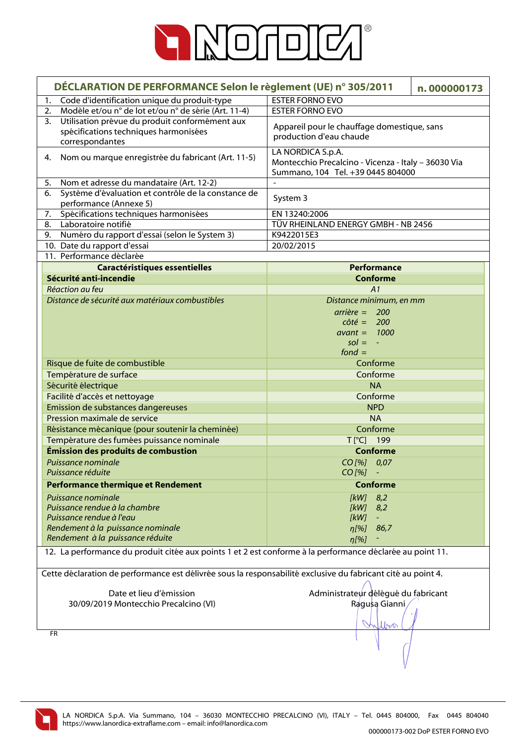# DÉCLARATION DE PERFORMANCE Selon le règlement (UE) n° 305/2011 — n. 000000173

| | |
|---|---|
| 1. Code d'identification unique du produit-type | ESTER FORNO EVO |
| 2. Modèle et/ou n° de lot et/ou n° de série (Art. 11-4) | ESTER FORNO EVO |
| 3. Utilisation prévue du produit conformément aux spécifications techniques harmonisées correspondantes | Appareil pour le chauffage domestique, sans production d'eau chaude |
| 4. Nom ou marque enregistrée du fabricant (Art. 11-5) | LA NORDICA S.p.A. Montecchio Precalcino - Vicenza - Italy – 36030 Via Summano, 104 Tel. +39 0445 804000 |
| 5. Nom et adresse du mandataire (Art. 12-2) | - |
| 6. Système d'évaluation et contrôle de la constance de performance (Annexe 5) | System 3 |
| 7. Spécifications techniques harmonisées | EN 13240:2006 |
| 8. Laboratoire notifié | TÜV RHEINLAND ENERGY GMBH - NB 2456 |
| 9. Numéro du rapport d'essai (selon le System 3) | K9422015E3 |
| 10. Date du rapport d'essai | 20/02/2015 |
| 11. Performance déclarée | |

| Caractéristiques essentielles | Performance |
|---|---|
| **Sécurité anti-incendie** | **Conforme** |
| *Réaction au feu* | *A1* |
| *Distance de sécurité aux matériaux combustibles* | *Distance minimum, en mm*<br>*arrière = 200*<br>*côté = 200*<br>*avant = 1000*<br>*sol = -*<br>*fond =* |
| Risque de fuite de combustible | Conforme |
| Température de surface | Conforme |
| Sécurité électrique | NA |
| Facilité d'accès et nettoyage | Conforme |
| Emission de substances dangereuses | NPD |
| Pression maximale de service | NA |
| Résistance mécanique (pour soutenir la cheminée) | Conforme |
| Température des fumées puissance nominale | T [°C] 199 |
| **Émission des produits de combustion** | **Conforme** |
| *Puissance nominale* | *CO [%] 0,07* |
| *Puissance réduite* | *CO [%] -* |
| **Performance thermique et Rendement** | **Conforme** |
| *Puissance nominale* | *[kW] 8,2* |
| *Puissance rendue à la chambre* | *[kW] 8,2* |
| *Puissance rendue à l'eau* | *[kW] -* |
| *Rendement à la puissance nominale* | *η[%] 86,7* |
| *Rendement à la puissance réduite* | *η[%] -* |

12. La performance du produit citée aux points 1 et 2 est conforme à la performance déclarée au point 11.

Cette déclaration de performance est délivrée sous la responsabilité exclusive du fabricant cité au point 4.

Date et lieu d'émission
30/09/2019 Montecchio Precalcino (VI)

Administrateur délégué du fabricant
Ragusa Gianni

FR

LA NORDICA S.p.A. Via Summano, 104 – 36030 MONTECCHIO PRECALCINO (VI), ITALY – Tel. 0445 804000, Fax 0445 804040
https://www.lanordica-extraflame.com – email: info@lanordica.com

000000173-002 DoP ESTER FORNO EVO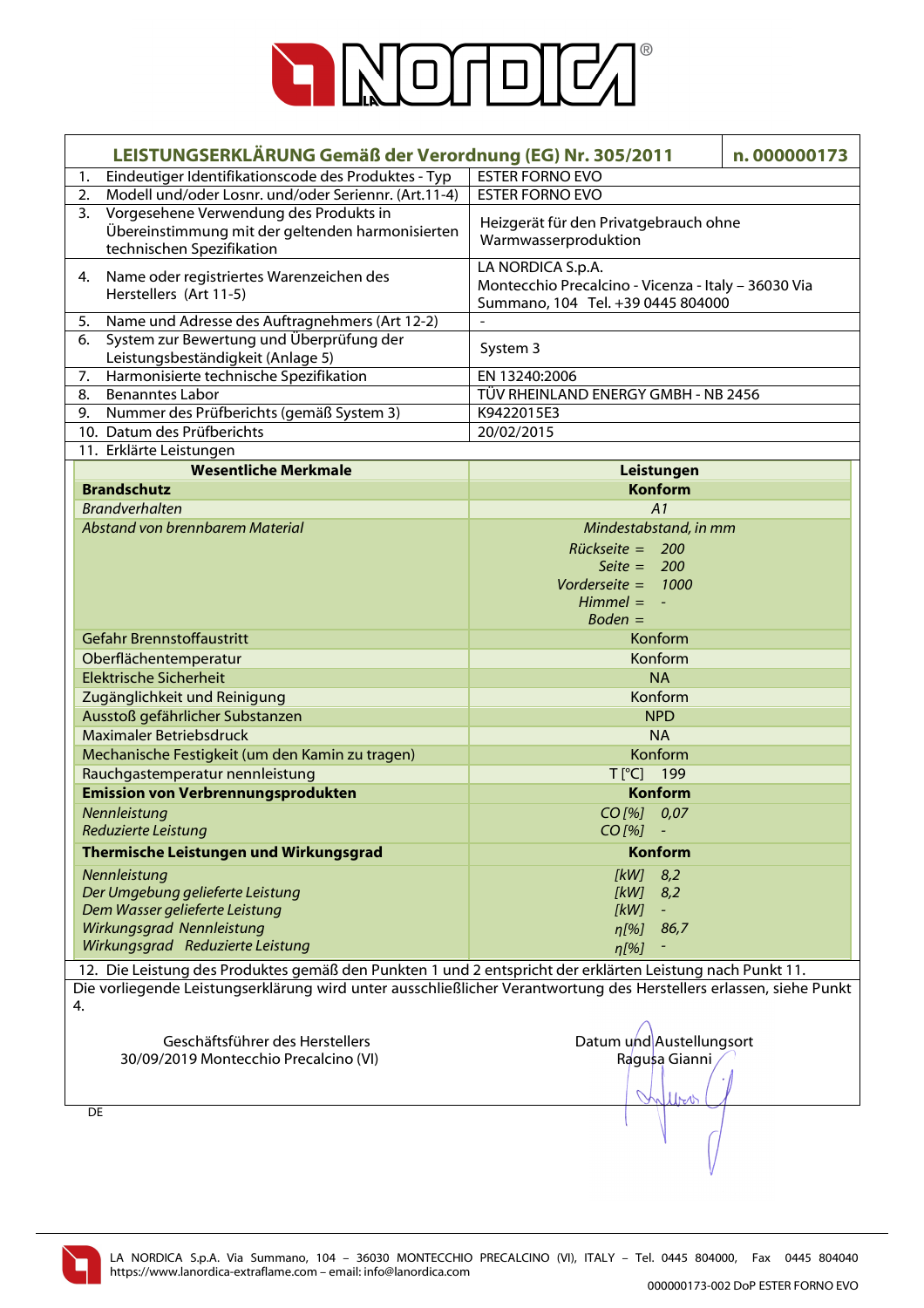LA NORDICA®

| LEISTUNGSERKLÄRUNG Gemäß der Verordnung (EG) Nr. 305/2011 | n. 000000173 |
|---|---|
| 1. Eindeutiger Identifikationscode des Produktes - Typ | ESTER FORNO EVO |
| 2. Modell und/oder Losnr. und/oder Seriennr. (Art.11-4) | ESTER FORNO EVO |
| 3. Vorgesehene Verwendung des Produkts in Übereinstimmung mit der geltenden harmonisierten technischen Spezifikation | Heizgerät für den Privatgebrauch ohne Warmwasserproduktion |
| 4. Name oder registriertes Warenzeichen des Herstellers (Art 11-5) | LA NORDICA S.p.A. Montecchio Precalcino - Vicenza - Italy – 36030 Via Summano, 104 Tel. +39 0445 804000 |
| 5. Name und Adresse des Auftragnehmers (Art 12-2) | - |
| 6. System zur Bewertung und Überprüfung der Leistungsbeständigkeit (Anlage 5) | System 3 |
| 7. Harmonisierte technische Spezifikation | EN 13240:2006 |
| 8. Benanntes Labor | TÜV RHEINLAND ENERGY GMBH - NB 2456 |
| 9. Nummer des Prüfberichts (gemäß System 3) | K9422015E3 |
| 10. Datum des Prüfberichts | 20/02/2015 |
| 11. Erklärte Leistungen | |

| Wesentliche Merkmale | Leistungen |
|---|---|
| **Brandschutz** | **Konform** |
| *Brandverhalten* | *A1* |
| *Abstand von brennbarem Material* | *Mindestabstand, in mm*<br>*Rückseite = 200*<br>*Seite = 200*<br>*Vorderseite = 1000*<br>*Himmel = -*<br>*Boden =* |
| Gefahr Brennstoffaustritt | Konform |
| Oberflächentemperatur | Konform |
| Elektrische Sicherheit | NA |
| Zugänglichkeit und Reinigung | Konform |
| Ausstoß gefährlicher Substanzen | NPD |
| Maximaler Betriebsdruck | NA |
| Mechanische Festigkeit (um den Kamin zu tragen) | Konform |
| Rauchgastemperatur nennleistung | T [°C] 199 |
| **Emission von Verbrennungsprodukten** | **Konform** |
| *Nennleistung* | *CO [%] 0,07* |
| *Reduzierte Leistung* | *CO [%] -* |
| **Thermische Leistungen und Wirkungsgrad** | **Konform** |
| *Nennleistung* | *[kW] 8,2* |
| *Der Umgebung gelieferte Leistung* | *[kW] 8,2* |
| *Dem Wasser gelieferte Leistung* | *[kW] -* |
| *Wirkungsgrad Nennleistung* | *η[%] 86,7* |
| *Wirkungsgrad Reduzierte Leistung* | *η[%] -* |

12. Die Leistung des Produktes gemäß den Punkten 1 und 2 entspricht der erklärten Leistung nach Punkt 11.

Die vorliegende Leistungserklärung wird unter ausschließlicher Verantwortung des Herstellers erlassen, siehe Punkt 4.

Geschäftsführer des Herstellers  
30/09/2019 Montecchio Precalcino (VI)

Datum und Austellungsort  
Ragusa Gianni

DE

LA NORDICA S.p.A. Via Summano, 104 – 36030 MONTECCHIO PRECALCINO (VI), ITALY – Tel. 0445 804000, Fax 0445 804040  
https://www.lanordica-extraflame.com – email: info@lanordica.com

000000173-002 DoP ESTER FORNO EVO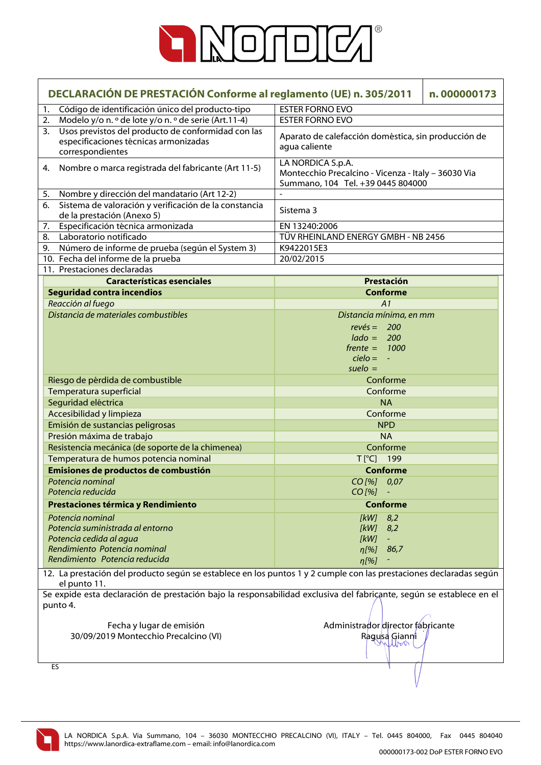# DECLARACIÓN DE PRESTACIÓN Conforme al reglamento (UE) n. 305/2011 — n. 000000173

| | |
|---|---|
| 1. Código de identificación único del producto-tipo | ESTER FORNO EVO |
| 2. Modelo y/o n. º de lote y/o n. º de serie (Art.11-4) | ESTER FORNO EVO |
| 3. Usos previstos del producto de conformidad con las especificaciones técnicas armonizadas correspondientes | Aparato de calefacción doméstica, sin producción de agua caliente |
| 4. Nombre o marca registrada del fabricante (Art 11-5) | LA NORDICA S.p.A. Montecchio Precalcino - Vicenza - Italy – 36030 Via Summano, 104 Tel. +39 0445 804000 |
| 5. Nombre y dirección del mandatario (Art 12-2) | - |
| 6. Sistema de valoración y verificación de la constancia de la prestación (Anexo 5) | Sistema 3 |
| 7. Especificación técnica armonizada | EN 13240:2006 |
| 8. Laboratorio notificado | TÜV RHEINLAND ENERGY GMBH - NB 2456 |
| 9. Número de informe de prueba (según el System 3) | K9422015E3 |
| 10. Fecha del informe de la prueba | 20/02/2015 |

11. Prestaciones declaradas

| Características esenciales | Prestación |
|---|---|
| **Seguridad contra incendios** | **Conforme** |
| *Reacción al fuego* | *A1* |
| *Distancia de materiales combustibles* | *Distancia mínima, en mm* <br> *revés = 200* <br> *lado = 200* <br> *frente = 1000* <br> *cielo = -* <br> *suelo =* |
| Riesgo de pérdida de combustible | Conforme |
| Temperatura superficial | Conforme |
| Seguridad eléctrica | NA |
| Accesibilidad y limpieza | Conforme |
| Emisión de sustancias peligrosas | NPD |
| Presión máxima de trabajo | NA |
| Resistencia mecánica (de soporte de la chimenea) | Conforme |
| Temperatura de humos potencia nominal | T [°C] 199 |
| **Emisiones de productos de combustión** | **Conforme** |
| *Potencia nominal* | *CO [%] 0,07* |
| *Potencia reducida* | *CO [%] -* |
| **Prestaciones térmica y Rendimiento** | **Conforme** |
| *Potencia nominal* | *[kW] 8,2* |
| *Potencia suministrada al entorno* | *[kW] 8,2* |
| *Potencia cedida al agua* | *[kW] -* |
| *Rendimiento Potencia nominal* | *η[%] 86,7* |
| *Rendimiento Potencia reducida* | *η[%] -* |

12. La prestación del producto según se establece en los puntos 1 y 2 cumple con las prestaciones declaradas según el punto 11.

Se expide esta declaración de prestación bajo la responsabilidad exclusiva del fabricante, según se establece en el punto 4.

Fecha y lugar de emisión
30/09/2019 Montecchio Precalcino (VI)

Administrador director fabricante
Ragusa Gianni

ES

LA NORDICA S.p.A. Via Summano, 104 – 36030 MONTECCHIO PRECALCINO (VI), ITALY - Tel. 0445 804000, Fax 0445 804040
https://www.lanordica-extraflame.com – email: info@lanordica.com

000000173-002 DoP ESTER FORNO EVO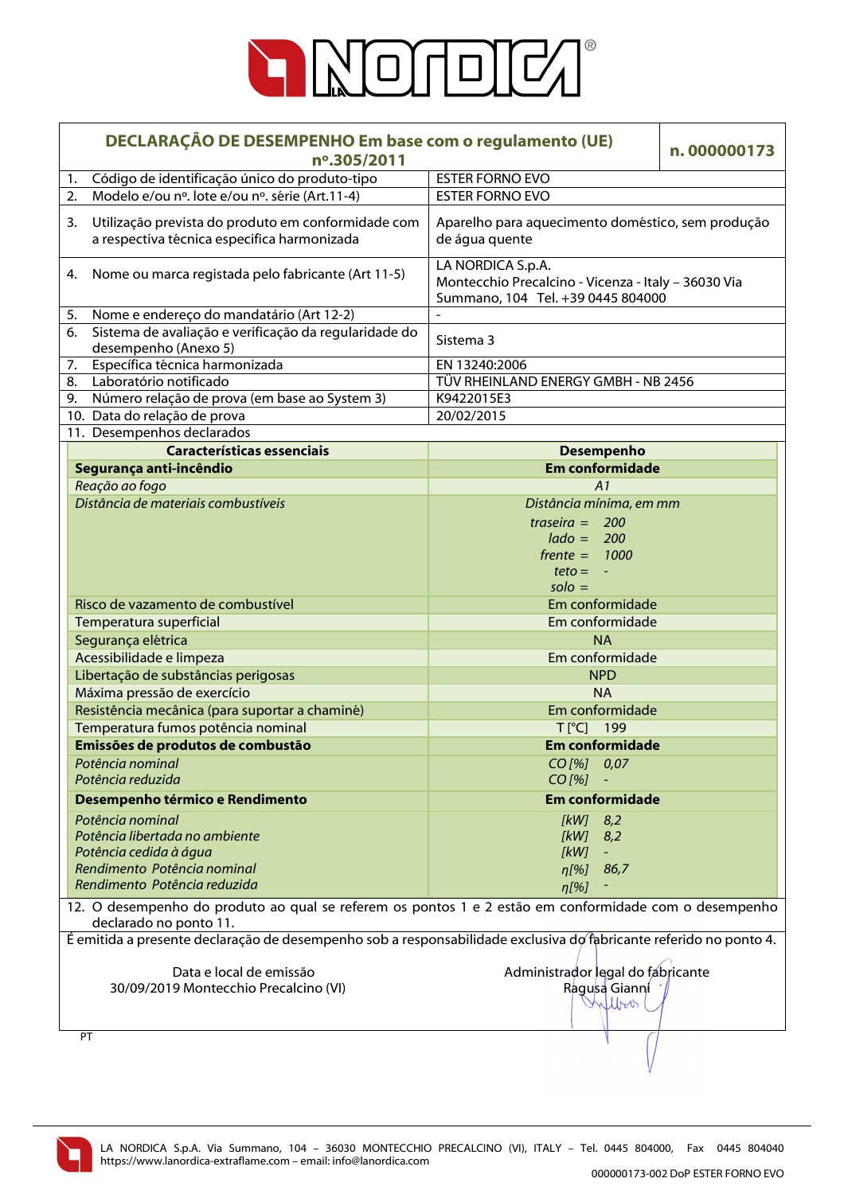# DECLARAÇÃO DE DESEMPENHO Em base com o regulamento (UE) nº.305/2011

**n. 000000173**

| | |
|---|---|
| 1. Código de identificação único do produto-tipo | ESTER FORNO EVO |
| 2. Modelo e/ou nº. lote e/ou nº. série (Art.11-4) | ESTER FORNO EVO |
| 3. Utilização prevista do produto em conformidade com a respectiva técnica especifica harmonizada | Aparelho para aquecimento doméstico, sem produção de água quente |
| 4. Nome ou marca registada pelo fabricante (Art 11-5) | LA NORDICA S.p.A. Montecchio Precalcino - Vicenza - Italy – 36030 Via Summano, 104 Tel. +39 0445 804000 |
| 5. Nome e endereço do mandatário (Art 12-2) | - |
| 6. Sistema de avaliação e verificação da regularidade do desempenho (Anexo 5) | Sistema 3 |
| 7. Específica técnica harmonizada | EN 13240:2006 |
| 8. Laboratório notificado | TÜV RHEINLAND ENERGY GMBH - NB 2456 |
| 9. Número relação de prova (em base ao System 3) | K9422015E3 |
| 10. Data do relação de prova | 20/02/2015 |
| 11. Desempenhos declarados | |

| Características essenciais | Desempenho |
|---|---|
| **Segurança anti-incêndio** | **Em conformidade** |
| *Reação ao fogo* | *A1* |
| *Distância de materiais combustíveis* | *Distância mínima, em mm*<br>*traseira = 200*<br>*lado = 200*<br>*frente = 1000*<br>*teto = -*<br>*solo =* |
| Risco de vazamento de combustível | Em conformidade |
| Temperatura superficial | Em conformidade |
| Segurança elétrica | NA |
| Acessibilidade e limpeza | Em conformidade |
| Libertação de substâncias perigosas | NPD |
| Máxima pressão de exercício | NA |
| Resistência mecânica (para suportar a chaminé) | Em conformidade |
| Temperatura fumos potência nominal | T [°C] 199 |
| **Emissões de produtos de combustão** | **Em conformidade** |
| *Potência nominal* | *CO [%] 0,07* |
| *Potência reduzida* | *CO [%] -* |
| **Desempenho térmico e Rendimento** | **Em conformidade** |
| *Potência nominal* | *[kW] 8,2* |
| *Potência libertada no ambiente* | *[kW] 8,2* |
| *Potência cedida à água* | *[kW] -* |
| *Rendimento Potência nominal* | *η[%] 86,7* |
| *Rendimento Potência reduzida* | *η[%] -* |

12. O desempenho do produto ao qual se referem os pontos 1 e 2 estão em conformidade com o desempenho declarado no ponto 11.

É emitida a presente declaração de desempenho sob a responsabilidade exclusiva do fabricante referido no ponto 4.

Data e local de emissão
30/09/2019 Montecchio Precalcino (VI)

Administrador legal do fabricante
Ragusa Gianni

PT

LA NORDICA S.p.A. Via Summano, 104 – 36030 MONTECCHIO PRECALCINO (VI), ITALY – Tel. 0445 804000, Fax 0445 804040
https://www.lanordica-extraflame.com – email: info@lanordica.com

000000173-002 DoP ESTER FORNO EVO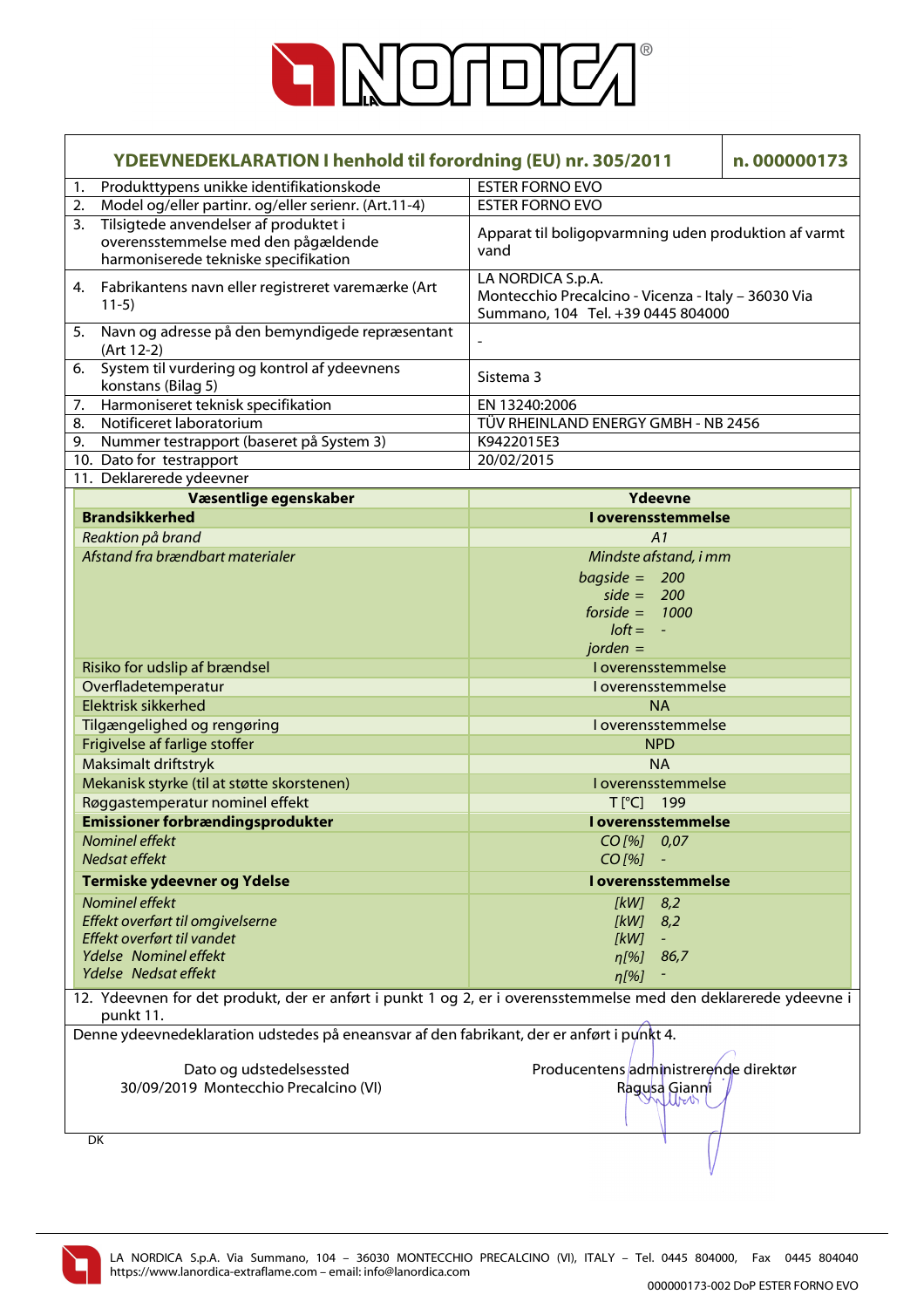| YDEEVNEDEKLARATION I henhold til forordning (EU) nr. 305/2011 | n. 000000173 |
|---|---|
| 1. Produkttypens unikke identifikationskode | ESTER FORNO EVO |
| 2. Model og/eller partinr. og/eller serienr. (Art.11-4) | ESTER FORNO EVO |
| 3. Tilsigtede anvendelser af produktet i overensstemmelse med den pågældende harmoniserede tekniske specifikation | Apparat til boligopvarmning uden produktion af varmt vand |
| 4. Fabrikantens navn eller registreret varemærke (Art 11-5) | LA NORDICA S.p.A. Montecchio Precalcino - Vicenza - Italy – 36030 Via Summano, 104 Tel. +39 0445 804000 |
| 5. Navn og adresse på den bemyndigede repræsentant (Art 12-2) | - |
| 6. System til vurdering og kontrol af ydeevnens konstans (Bilag 5) | Sistema 3 |
| 7. Harmoniseret teknisk specifikation | EN 13240:2006 |
| 8. Notificeret laboratorium | TÜV RHEINLAND ENERGY GMBH - NB 2456 |
| 9. Nummer testrapport (baseret på System 3) | K9422015E3 |
| 10. Dato for testrapport | 20/02/2015 |
| 11. Deklarerede ydeevner | |

| Væsentlige egenskaber | Ydeevne |
|---|---|
| **Brandsikkerhed** | **I overensstemmelse** |
| *Reaktion på brand* | *A1* |
| *Afstand fra brændbart materialer* | *Mindste afstand, i mm*<br>*bagside = 200*<br>*side = 200*<br>*forside = 1000*<br>*loft = -*<br>*jorden =* |
| Risiko for udslip af brændsel | I overensstemmelse |
| Overfladetemperatur | I overensstemmelse |
| Elektrisk sikkerhed | NA |
| Tilgængelighed og rengøring | I overensstemmelse |
| Frigivelse af farlige stoffer | NPD |
| Maksimalt driftstryk | NA |
| Mekanisk styrke (til at støtte skorstenen) | I overensstemmelse |
| Røggastemperatur nominel effekt | T [°C] 199 |
| **Emissioner forbrændingsprodukter** | **I overensstemmelse** |
| *Nominel effekt* | *CO [%] 0,07* |
| *Nedsat effekt* | *CO [%] -* |
| **Termiske ydeevner og Ydelse** | **I overensstemmelse** |
| *Nominel effekt* | *[kW] 8,2* |
| *Effekt overført til omgivelserne* | *[kW] 8,2* |
| *Effekt overført til vandet* | *[kW] -* |
| *Ydelse Nominel effekt* | *η[%] 86,7* |
| *Ydelse Nedsat effekt* | *η[%] -* |

12. Ydeevnen for det produkt, der er anført i punkt 1 og 2, er i overensstemmelse med den deklarerede ydeevne i punkt 11.

Denne ydeevnedeklaration udstedes på eneansvar af den fabrikant, der er anført i punkt 4.

Dato og udstedelsessted
30/09/2019 Montecchio Precalcino (VI)

Producentens administrerende direktør
Ragusa Gianni

DK

LA NORDICA S.p.A. Via Summano, 104 – 36030 MONTECCHIO PRECALCINO (VI), ITALY – Tel. 0445 804000, Fax 0445 804040
https://www.lanordica-extraflame.com – email: info@lanordica.com

000000173-002 DoP ESTER FORNO EVO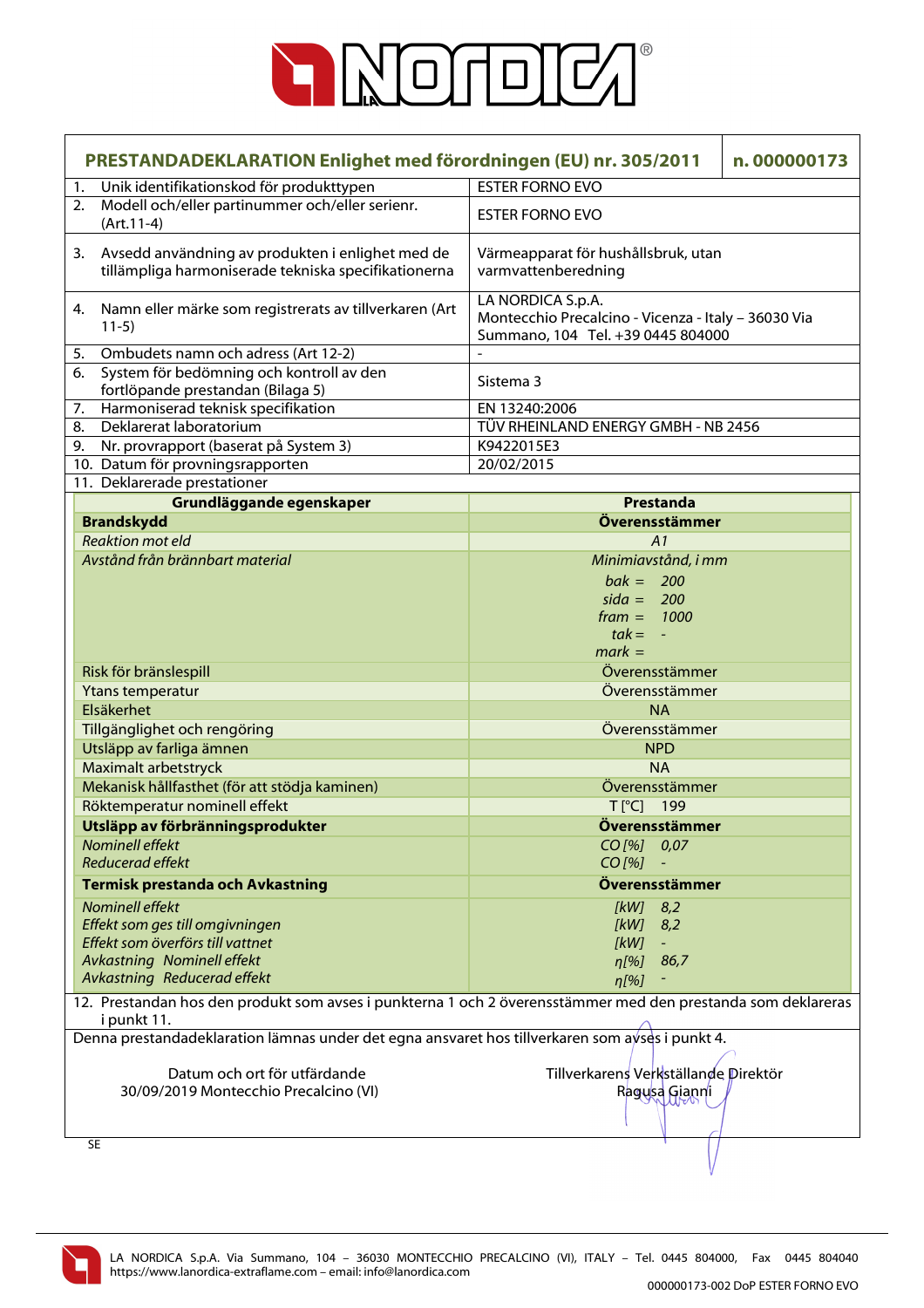# PRESTANDADEKLARATION Enlighet med förordningen (EU) nr. 305/2011 — n. 000000173

| | |
|---|---|
| 1. Unik identifikationskod för produkttypen | ESTER FORNO EVO |
| 2. Modell och/eller partinummer och/eller serienr. (Art.11-4) | ESTER FORNO EVO |
| 3. Avsedd användning av produkten i enlighet med de tillämpliga harmoniserade tekniska specifikationerna | Värmeapparat för hushållsbruk, utan varmvattenberedning |
| 4. Namn eller märke som registrerats av tillverkaren (Art 11-5) | LA NORDICA S.p.A. Montecchio Precalcino - Vicenza - Italy – 36030 Via Summano, 104 Tel. +39 0445 804000 |
| 5. Ombudets namn och adress (Art 12-2) | - |
| 6. System för bedömning och kontroll av den fortlöpande prestandan (Bilaga 5) | Sistema 3 |
| 7. Harmoniserad teknisk specifikation | EN 13240:2006 |
| 8. Deklarerat laboratorium | TÜV RHEINLAND ENERGY GMBH - NB 2456 |
| 9. Nr. provrapport (baserat på System 3) | K9422015E3 |
| 10. Datum för provningsrapporten | 20/02/2015 |

11. Deklarerade prestationer

| Grundläggande egenskaper | Prestanda |
|---|---|
| **Brandskydd** | **Överensstämmer** |
| *Reaktion mot eld* | *A1* |
| *Avstånd från brännbart material* | *Minimiavstånd, i mm*<br>*bak = 200*<br>*sida = 200*<br>*fram = 1000*<br>*tak = -*<br>*mark =* |
| Risk för bränslespill | Överensstämmer |
| Ytans temperatur | Överensstämmer |
| Elsäkerhet | NA |
| Tillgänglighet och rengöring | Överensstämmer |
| Utsläpp av farliga ämnen | NPD |
| Maximalt arbetstryck | NA |
| Mekanisk hållfasthet (för att stödja kaminen) | Överensstämmer |
| Röktemperatur nominell effekt | T [°C] 199 |
| **Utsläpp av förbränningsprodukter** | **Överensstämmer** |
| *Nominell effekt* | *CO [%] 0,07* |
| *Reducerad effekt* | *CO [%] -* |
| **Termisk prestanda och Avkastning** | **Överensstämmer** |
| *Nominell effekt* | *[kW] 8,2* |
| *Effekt som ges till omgivningen* | *[kW] 8,2* |
| *Effekt som överförs till vattnet* | *[kW] -* |
| *Avkastning Nominell effekt* | *η[%] 86,7* |
| *Avkastning Reducerad effekt* | *η[%] -* |

12. Prestandan hos den produkt som avses i punkterna 1 och 2 överensstämmer med den prestanda som deklareras i punkt 11.

Denna prestandadeklaration lämnas under det egna ansvaret hos tillverkaren som avses i punkt 4.

Datum och ort för utfärdande
30/09/2019 Montecchio Precalcino (VI)

Tillverkarens Verkställande Direktör
Ragusa Gianni

SE

LA NORDICA S.p.A. Via Summano, 104 – 36030 MONTECCHIO PRECALCINO (VI), ITALY – Tel. 0445 804000, Fax 0445 804040
https://www.lanordica-extraflame.com – email: info@lanordica.com

000000173-002 DoP ESTER FORNO EVO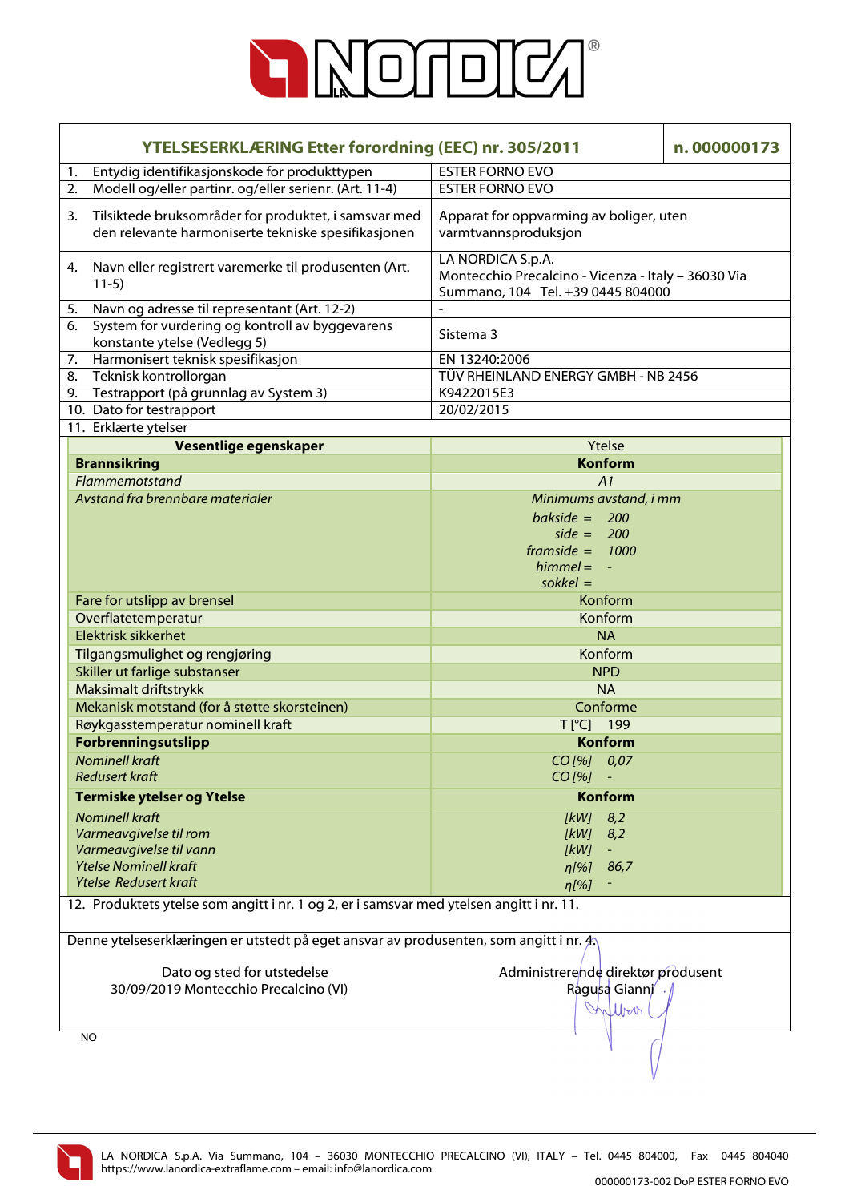## YTELSESERKLÆRING Etter forordning (EEC) nr. 305/2011 — n. 000000173

| | |
|---|---|
| 1. Entydig identifikasjonskode for produkttypen | ESTER FORNO EVO |
| 2. Modell og/eller partinr. og/eller serienr. (Art. 11-4) | ESTER FORNO EVO |
| 3. Tilsiktede bruksområder for produktet, i samsvar med den relevante harmoniserte tekniske spesifikasjonen | Apparat for oppvarming av boliger, uten varmtvannsproduksjon |
| 4. Navn eller registrert varemerke til produsenten (Art. 11-5) | LA NORDICA S.p.A. Montecchio Precalcino - Vicenza - Italy – 36030 Via Summano, 104 Tel. +39 0445 804000 |
| 5. Navn og adresse til representant (Art. 12-2) | - |
| 6. System for vurdering og kontroll av byggevarens konstante ytelse (Vedlegg 5) | Sistema 3 |
| 7. Harmonisert teknisk spesifikasjon | EN 13240:2006 |
| 8. Teknisk kontrollorgan | TÜV RHEINLAND ENERGY GMBH - NB 2456 |
| 9. Testrapport (på grunnlag av System 3) | K9422015E3 |
| 10. Dato for testrapport | 20/02/2015 |

11. Erklærte ytelser

| Vesentlige egenskaper | Ytelse |
|---|---|
| **Brannsikring** | **Konform** |
| *Flammemotstand* | *A1* |
| *Avstand fra brennbare materialer* | *Minimums avstand, i mm*<br>*bakside = 200*<br>*side = 200*<br>*framside = 1000*<br>*himmel = -*<br>*sokkel =* |
| Fare for utslipp av brensel | Konform |
| Overflatetemperatur | Konform |
| Elektrisk sikkerhet | NA |
| Tilgangsmulighet og rengjøring | Konform |
| Skiller ut farlige substanser | NPD |
| Maksimalt driftstrykk | NA |
| Mekanisk motstand (for å støtte skorsteinen) | Conforme |
| Røykgasstemperatur nominell kraft | T [°C] 199 |
| **Forbrenningsutslipp** | **Konform** |
| *Nominell kraft* | *CO [%] 0,07* |
| *Redusert kraft* | *CO [%] -* |
| **Termiske ytelser og Ytelse** | **Konform** |
| *Nominell kraft* | *[kW] 8,2* |
| *Varmeavgivelse til rom* | *[kW] 8,2* |
| *Varmeavgivelse til vann* | *[kW] -* |
| *Ytelse Nominell kraft* | *η[%] 86,7* |
| *Ytelse Redusert kraft* | *η[%] -* |

12. Produktets ytelse som angitt i nr. 1 og 2, er i samsvar med ytelsen angitt i nr. 11.

Denne ytelseserklæringen er utstedt på eget ansvar av produsenten, som angitt i nr. 4.

Dato og sted for utstedelse
30/09/2019 Montecchio Precalcino (VI)

Administrerende direktør produsent
Ragusa Gianni

NO

LA NORDICA S.p.A. Via Summano, 104 – 36030 MONTECCHIO PRECALCINO (VI), ITALY – Tel. 0445 804000, Fax 0445 804040
https://www.lanordica-extraflame.com – email: info@lanordica.com

000000173-002 DoP ESTER FORNO EVO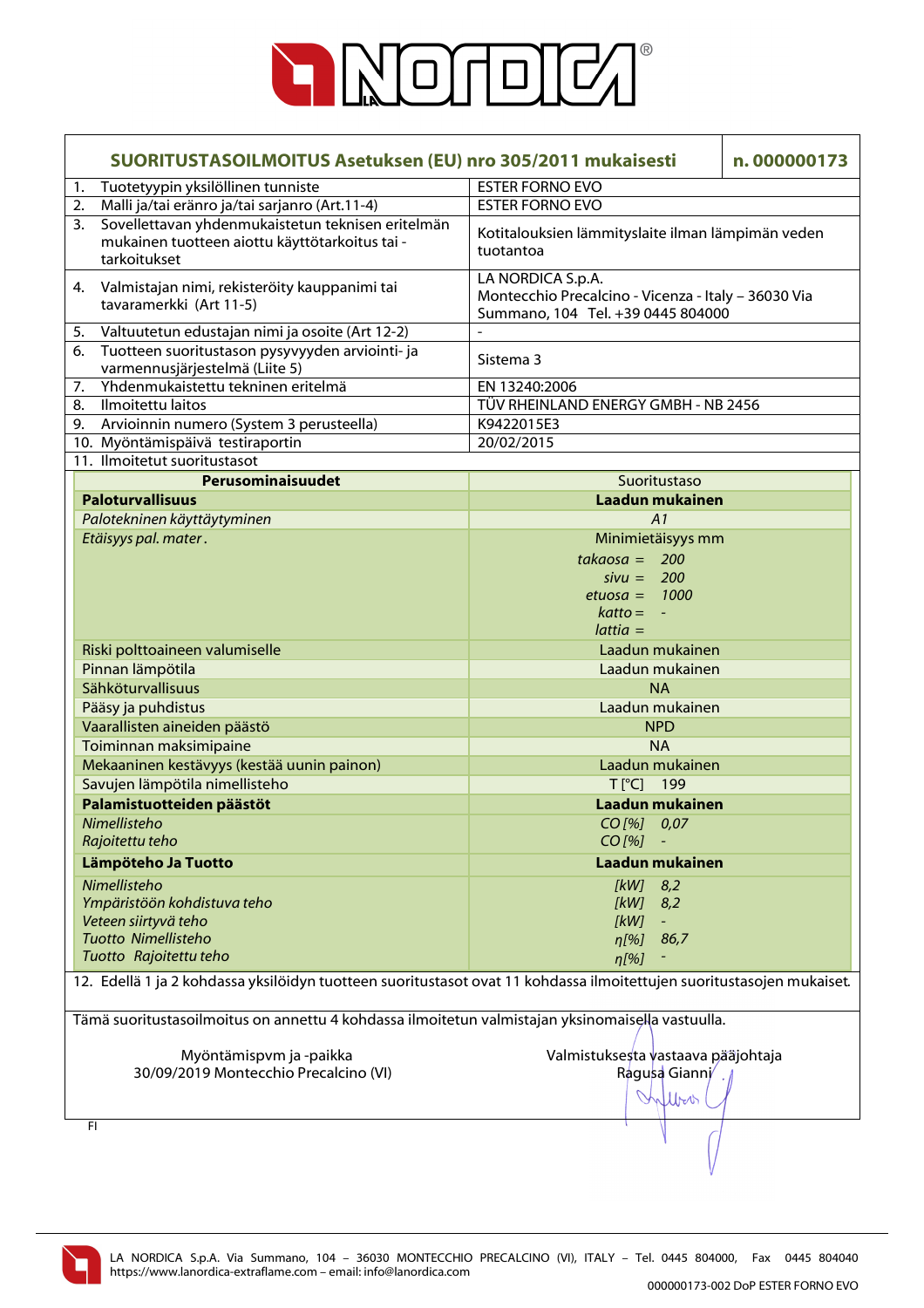# LA NORDICA®

| SUORITUSTASOILMOITUS Asetuksen (EU) nro 305/2011 mukaisesti | n. 000000173 |
|---|---|

| | |
|---|---|
| 1. Tuotetyypin yksilöllinen tunniste | ESTER FORNO EVO |
| 2. Malli ja/tai eränro ja/tai sarjanro (Art.11-4) | ESTER FORNO EVO |
| 3. Sovellettavan yhdenmukaistetun teknisen eritelmän mukainen tuotteen aiottu käyttötarkoitus tai -tarkoitukset | Kotitalouksien lämmityslaite ilman lämpimän veden tuotantoa |
| 4. Valmistajan nimi, rekisteröity kauppanimi tai tavaramerkki (Art 11-5) | LA NORDICA S.p.A. Montecchio Precalcino - Vicenza - Italy – 36030 Via Summano, 104 Tel. +39 0445 804000 |
| 5. Valtuutetun edustajan nimi ja osoite (Art 12-2) | - |
| 6. Tuotteen suoritustason pysyvyyden arviointi- ja varmennusjärjestelmä (Liite 5) | Sistema 3 |
| 7. Yhdenmukaistettu tekninen eritelmä | EN 13240:2006 |
| 8. Ilmoitettu laitos | TÜV RHEINLAND ENERGY GMBH - NB 2456 |
| 9. Arvioinnin numero (System 3 perusteella) | K9422015E3 |
| 10. Myöntämispäivä testiraportin | 20/02/2015 |
| 11. Ilmoitetut suoritustasot | |

| Perusominaisuudet | Suoritustaso |
|---|---|
| **Paloturvallisuus** | **Laadun mukainen** |
| *Palotekninen käyttäytyminen* | *A1* |
| *Etäisyys pal. mater.* | Minimietäisyys mm<br>*takaosa = 200*<br>*sivu = 200*<br>*etuosa = 1000*<br>*katto = -*<br>*lattia =* |
| Riski polttoaineen valumiselle | Laadun mukainen |
| Pinnan lämpötila | Laadun mukainen |
| Sähköturvallisuus | NA |
| Pääsy ja puhdistus | Laadun mukainen |
| Vaarallisten aineiden päästö | NPD |
| Toiminnan maksimipaine | NA |
| Mekaaninen kestävyys (kestää uunin painon) | Laadun mukainen |
| Savujen lämpötila nimellisteho | T [°C] 199 |
| **Palamistuotteiden päästöt** | **Laadun mukainen** |
| *Nimellisteho* | *CO [%] 0,07* |
| *Rajoitettu teho* | *CO [%] -* |
| **Lämpöteho Ja Tuotto** | **Laadun mukainen** |
| *Nimellisteho* | *[kW] 8,2* |
| *Ympäristöön kohdistuva teho* | *[kW] 8,2* |
| *Veteen siirtyvä teho* | *[kW] -* |
| *Tuotto Nimellisteho* | *η[%] 86,7* |
| *Tuotto Rajoitettu teho* | *η[%] -* |

12. Edellä 1 ja 2 kohdassa yksilöidyn tuotteen suoritustasot ovat 11 kohdassa ilmoitettujen suoritustasojen mukaiset.

Tämä suoritustasoilmoitus on annettu 4 kohdassa ilmoitetun valmistajan yksinomaisella vastuulla.

Myöntämispvm ja -paikka
30/09/2019 Montecchio Precalcino (VI)

Valmistuksesta vastaava pääjohtaja
Ragusa Gianni

FI

LA NORDICA S.p.A. Via Summano, 104 – 36030 MONTECCHIO PRECALCINO (VI), ITALY – Tel. 0445 804000, Fax 0445 804040
https://www.lanordica-extraflame.com – email: info@lanordica.com

000000173-002 DoP ESTER FORNO EVO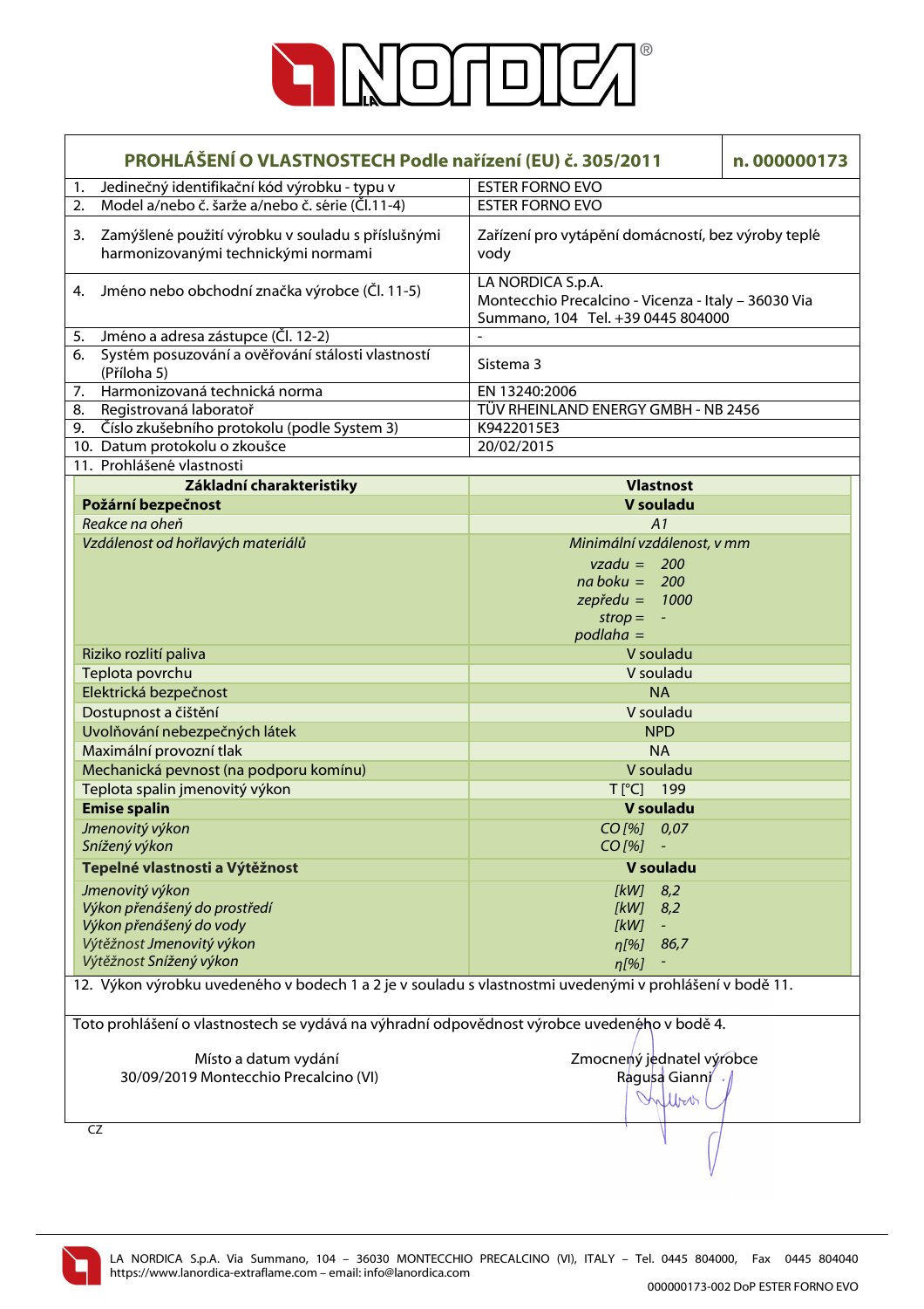# PROHLÁŠENÍ O VLASTNOSTECH Podle nařízení (EU) č. 305/2011

**n. 000000173**

| | |
|---|---|
| 1. Jedinečný identifikační kód výrobku - typu v | ESTER FORNO EVO |
| 2. Model a/nebo č. šarže a/nebo č. série (Čl.11-4) | ESTER FORNO EVO |
| 3. Zamýšlené použití výrobku v souladu s příslušnými harmonizovanými technickými normami | Zařízení pro vytápění domácností, bez výroby teplé vody |
| 4. Jméno nebo obchodní značka výrobce (Čl. 11-5) | LA NORDICA S.p.A. Montecchio Precalcino - Vicenza - Italy – 36030 Via Summano, 104 Tel. +39 0445 804000 |
| 5. Jméno a adresa zástupce (Čl. 12-2) | - |
| 6. Systém posuzování a ověřování stálosti vlastností (Příloha 5) | Sistema 3 |
| 7. Harmonizovaná technická norma | EN 13240:2006 |
| 8. Registrovaná laboratoř | TÜV RHEINLAND ENERGY GMBH - NB 2456 |
| 9. Číslo zkušebního protokolu (podle System 3) | K9422015E3 |
| 10. Datum protokolu o zkoušce | 20/02/2015 |

11. Prohlášené vlastnosti

| Základní charakteristiky | Vlastnost |
|---|---|
| **Požární bezpečnost** | **V souladu** |
| *Reakce na oheň* | *A1* |
| *Vzdálenost od hořlavých materiálů* | *Minimální vzdálenost, v mm*<br>*vzadu = 200*<br>*na boku = 200*<br>*zepředu = 1000*<br>*strop = -*<br>*podlaha =* |
| Riziko rozlití paliva | V souladu |
| Teplota povrchu | V souladu |
| Elektrická bezpečnost | NA |
| Dostupnost a čištění | V souladu |
| Uvolňování nebezpečných látek | NPD |
| Maximální provozní tlak | NA |
| Mechanická pevnost (na podporu komínu) | V souladu |
| Teplota spalin jmenovitý výkon | T [°C] 199 |
| **Emise spalin** | **V souladu** |
| *Jmenovitý výkon*<br>*Snížený výkon* | *CO [%] 0,07*<br>*CO [%] -* |
| **Tepelné vlastnosti a Výtěžnost** | **V souladu** |
| *Jmenovitý výkon*<br>*Výkon přenášený do prostředí*<br>*Výkon přenášený do vody*<br>*Výtěžnost Jmenovitý výkon*<br>*Výtěžnost Snížený výkon* | *[kW] 8,2*<br>*[kW] 8,2*<br>*[kW] -*<br>*η[%] 86,7*<br>*η[%] -* |

12. Výkon výrobku uvedeného v bodech 1 a 2 je v souladu s vlastnostmi uvedenými v prohlášení v bodě 11.

Toto prohlášení o vlastnostech se vydává na výhradní odpovědnost výrobce uvedeného v bodě 4.

Místo a datum vydání
30/09/2019 Montecchio Precalcino (VI)

Zmocnený jednatel výrobce
Ragusa Gianni

CZ

LA NORDICA S.p.A. Via Summano, 104 – 36030 MONTECCHIO PRECALCINO (VI), ITALY – Tel. 0445 804000, Fax 0445 804040
https://www.lanordica-extraflame.com – email: info@lanordica.com

000000173-002 DoP ESTER FORNO EVO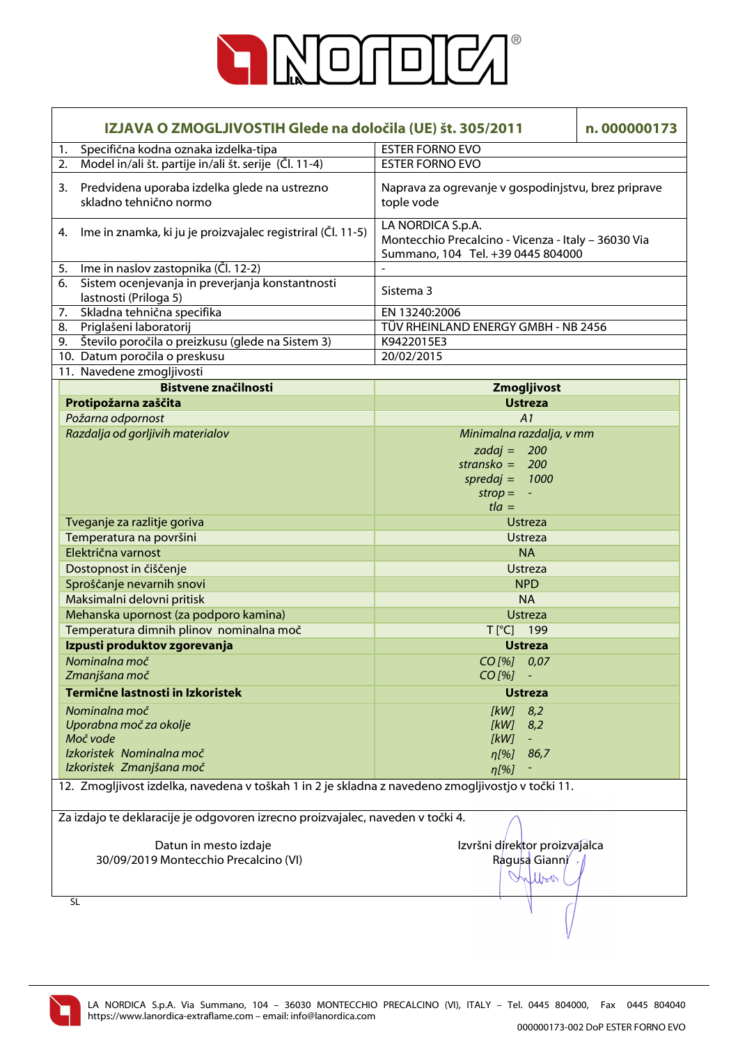# IZJAVA O ZMOGLJIVOSTIH Glede na določila (UE) št. 305/2011 — n. 000000173

| | |
|---|---|
| 1. Specifična kodna oznaka izdelka-tipa | ESTER FORNO EVO |
| 2. Model in/ali št. partije in/ali št. serije (Čl. 11-4) | ESTER FORNO EVO |
| 3. Predvidena uporaba izdelka glede na ustrezno skladno tehnično normo | Naprava za ogrevanje v gospodinjstvu, brez priprave tople vode |
| 4. Ime in znamka, ki ju je proizvajalec registriral (Čl. 11-5) | LA NORDICA S.p.A. Montecchio Precalcino - Vicenza - Italy – 36030 Via Summano, 104 Tel. +39 0445 804000 |
| 5. Ime in naslov zastopnika (Čl. 12-2) | - |
| 6. Sistem ocenjevanja in preverjanja konstantnosti lastnosti (Priloga 5) | Sistema 3 |
| 7. Skladna tehnična specifika | EN 13240:2006 |
| 8. Priglašeni laboratorij | TÜV RHEINLAND ENERGY GMBH - NB 2456 |
| 9. Število poročila o preizkusu (glede na Sistem 3) | K9422015E3 |
| 10. Datum poročila o preskusu | 20/02/2015 |

11. Navedene zmogljivosti

| Bistvene značilnosti | Zmogljivost |
|---|---|
| **Protipožarna zaščita** | **Ustreza** |
| *Požarna odpornost* | *A1* |
| *Razdalja od gorljivih materialov* | *Minimalna razdalja, v mm*<br>*zadaj = 200*<br>*stransko = 200*<br>*spredaj = 1000*<br>*strop = -*<br>*tla =* |
| Tveganje za razlitje goriva | Ustreza |
| Temperatura na površini | Ustreza |
| Električna varnost | NA |
| Dostopnost in čiščenje | Ustreza |
| Sproščanje nevarnih snovi | NPD |
| Maksimalni delovni pritisk | NA |
| Mehanska upornost (za podporo kamina) | Ustreza |
| Temperatura dimnih plinov nominalna moč | T [°C] 199 |
| **Izpusti produktov zgorevanja** | **Ustreza** |
| *Nominalna moč* | *CO [%] 0,07* |
| *Zmanjšana moč* | *CO [%] -* |
| **Termične lastnosti in Izkoristek** | **Ustreza** |
| *Nominalna moč* | *[kW] 8,2* |
| *Uporabna moč za okolje* | *[kW] 8,2* |
| *Moč vode* | *[kW] -* |
| *Izkoristek Nominalna moč* | *η[%] 86,7* |
| *Izkoristek Zmanjšana moč* | *η[%] -* |

12. Zmogljivost izdelka, navedena v toškah 1 in 2 je skladna z navedeno zmogljivostjo v točki 11.

Za izdajo te deklaracije je odgovoren izrecno proizvajalec, naveden v točki 4.

Datun in mesto izdaje
30/09/2019 Montecchio Precalcino (VI)

Izvršni direktor proizvajalca
Ragusa Gianni

SL

LA NORDICA S.p.A. Via Summano, 104 – 36030 MONTECCHIO PRECALCINO (VI), ITALY – Tel. 0445 804000, Fax 0445 804040
https://www.lanordica-extraflame.com – email: info@lanordica.com

000000173-002 DoP ESTER FORNO EVO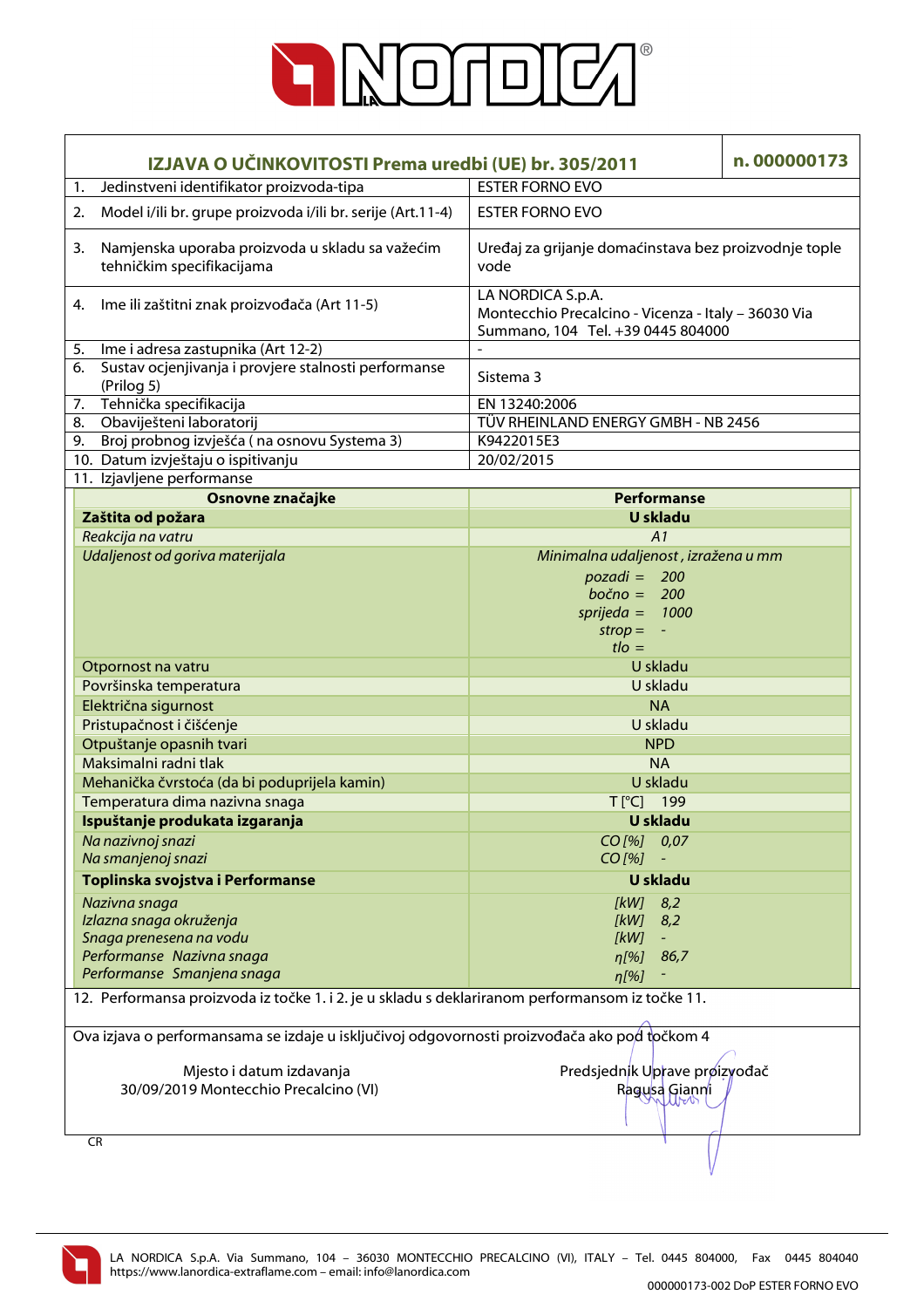# IZJAVA O UČINKOVITOSTI Prema uredbi (UE) br. 305/2011

**n. 000000173**

| | |
|---|---|
| 1. Jedinstveni identifikator proizvoda-tipa | ESTER FORNO EVO |
| 2. Model i/ili br. grupe proizvoda i/ili br. serije (Art.11-4) | ESTER FORNO EVO |
| 3. Namjenska uporaba proizvoda u skladu sa važećim tehničkim specifikacijama | Uređaj za grijanje domaćinstava bez proizvodnje tople vode |
| 4. Ime ili zaštitni znak proizvođača (Art 11-5) | LA NORDICA S.p.A. Montecchio Precalcino - Vicenza - Italy – 36030 Via Summano, 104 Tel. +39 0445 804000 |
| 5. Ime i adresa zastupnika (Art 12-2) | - |
| 6. Sustav ocjenjivanja i provjere stalnosti performanse (Prilog 5) | Sistema 3 |
| 7. Tehnička specifikacija | EN 13240:2006 |
| 8. Obaviješteni laboratorij | TÜV RHEINLAND ENERGY GMBH - NB 2456 |
| 9. Broj probnog izvješća ( na osnovu Systema 3) | K9422015E3 |
| 10. Datum izvještaju o ispitivanju | 20/02/2015 |

11. Izjavljene performanse

| Osnovne značajke | Performanse |
|---|---|
| **Zaštita od požara** | **U skladu** |
| *Reakcija na vatru* | *A1* |
| *Udaljenost od goriva materijala* | *Minimalna udaljenost , izražena u mm*<br>*pozadi = 200*<br>*bočno = 200*<br>*sprijeda = 1000*<br>*strop = -*<br>*tlo =* |
| Otpornost na vatru | U skladu |
| Površinska temperatura | U skladu |
| Električna sigurnost | NA |
| Pristupačnost i čišćenje | U skladu |
| Otpuštanje opasnih tvari | NPD |
| Maksimalni radni tlak | NA |
| Mehanička čvrstoća (da bi poduprijela kamin) | U skladu |
| Temperatura dima nazivna snaga | T [°C] 199 |
| **Ispuštanje produkata izgaranja** | **U skladu** |
| *Na nazivnoj snazi* | *CO [%] 0,07* |
| *Na smanjenoj snazi* | *CO [%] -* |
| **Toplinska svojstva i Performanse** | **U skladu** |
| *Nazivna snaga* | *[kW] 8,2* |
| *Izlazna snaga okruženja* | *[kW] 8,2* |
| *Snaga prenesena na vodu* | *[kW] -* |
| *Performanse Nazivna snaga* | *η[%] 86,7* |
| *Performanse Smanjena snaga* | *η[%] -* |

12. Performansa proizvoda iz točke 1. i 2. je u skladu s deklariranom performansom iz točke 11.

Ova izjava o performansama se izdaje u isključivoj odgovornosti proizvođača ako pod točkom 4

Mjesto i datum izdavanja
30/09/2019 Montecchio Precalcino (VI)

Predsjednik Uprave proizvođač
Ragusa Gianni

CR

LA NORDICA S.p.A. Via Summano, 104 – 36030 MONTECCHIO PRECALCINO (VI), ITALY – Tel. 0445 804000, Fax 0445 804040
https://www.lanordica-extraflame.com – email: info@lanordica.com

000000173-002 DoP ESTER FORNO EVO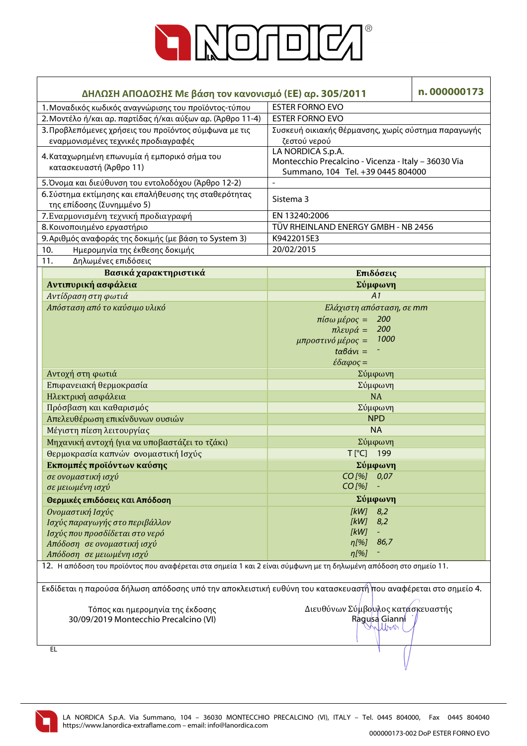## ΔΗΛΩΣΗ ΑΠΟΔΟΣΗΣ Με βάση τον κανονισμό (ΕΕ) αρ. 305/2011 — n. 000000173

| | |
|---|---|
| 1. Μοναδικός κωδικός αναγνώρισης του προϊόντος-τύπου | ESTER FORNO EVO |
| 2. Μοντέλο ή/και αρ. παρτίδας ή/και αύξων αρ. (Άρθρο 11-4) | ESTER FORNO EVO |
| 3. Προβλεπόμενες χρήσεις του προϊόντος σύμφωνα με τις εναρμονισμένες τεχνικές προδιαγραφές | Συσκευή οικιακής θέρμανσης, χωρίς σύστημα παραγωγής ζεστού νερού |
| 4. Καταχωρημένη επωνυμία ή εμπορικό σήμα του κατασκευαστή (Άρθρο 11) | LA NORDICA S.p.A. Montecchio Precalcino - Vicenza - Italy – 36030 Via Summano, 104 Tel. +39 0445 804000 |
| 5. Όνομα και διεύθυνση του εντολοδόχου (Άρθρο 12-2) | - |
| 6. Σύστημα εκτίμησης και επαλήθευσης της σταθερότητας της επίδοσης (Συνημμένο 5) | Sistema 3 |
| 7. Εναρμονισμένη τεχνική προδιαγραφή | EN 13240:2006 |
| 8. Κοινοποιημένο εργαστήριο | TÜV RHEINLAND ENERGY GMBH - NB 2456 |
| 9. Αριθμός αναφοράς της δοκιμής (με βάση το System 3) | K9422015E3 |
| 10. Ημερομηνία της έκθεσης δοκιμής | 20/02/2015 |
| 11. Δηλωμένες επιδόσεις | |

| Βασικά χαρακτηριστικά | Επιδόσεις |
|---|---|
| **Αντιπυρική ασφάλεια** | **Σύμφωνη** |
| *Αντίδραση στη φωτιά* | *A1* |
| *Απόσταση από το καύσιμο υλικό* | *Ελάχιστη απόσταση, σε mm*<br>*πίσω μέρος =* 200<br>*πλευρά =* 200<br>*μπροστινό μέρος =* 1000<br>*ταβάνι =* -<br>*έδαφος =* |
| Αντοχή στη φωτιά | Σύμφωνη |
| Επιφανειακή θερμοκρασία | Σύμφωνη |
| Ηλεκτρική ασφάλεια | NA |
| Πρόσβαση και καθαρισμός | Σύμφωνη |
| Απελευθέρωση επικίνδυνων ουσιών | NPD |
| Μέγιστη πίεση λειτουργίας | NA |
| Μηχανική αντοχή (για να υποβαστάζει το τζάκι) | Σύμφωνη |
| Θερμοκρασία καπνών ονομαστική Ισχύς | T [°C] 199 |
| **Εκπομπές προϊόντων καύσης** | **Σύμφωνη** |
| *σε ονομαστική ισχύ* | *CO [%]* 0,07 |
| *σε μειωμένη ισχύ* | *CO [%]* - |
| **Θερμικές επιδόσεις και Απόδοση** | **Σύμφωνη** |
| *Ονομαστική Ισχύς* | *[kW]* 8,2 |
| *Ισχύς παραγωγής στο περιβάλλον* | *[kW]* 8,2 |
| *Ισχύς που προσδίδεται στο νερό* | *[kW]* - |
| *Απόδοση σε ονομαστική ισχύ* | *η[%]* 86,7 |
| *Απόδοση σε μειωμένη ισχύ* | *η[%]* - |

12. Η απόδοση του προϊόντος που αναφέρεται στα σημεία 1 και 2 είναι σύμφωνη με τη δηλωμένη απόδοση στο σημείο 11.

Εκδίδεται η παρούσα δήλωση απόδοσης υπό την αποκλειστική ευθύνη του κατασκευαστή που αναφέρεται στο σημείο 4.

Τόπος και ημερομηνία της έκδοσης
30/09/2019 Montecchio Precalcino (VI)

Διευθύνων Σύμβουλος κατασκευαστής
Ragusa Gianni

EL

LA NORDICA S.p.A. Via Summano, 104 – 36030 MONTECCHIO PRECALCINO (VI), ITALY – Tel. 0445 804000, Fax 0445 804040
https://www.lanordica-extraflame.com – email: info@lanordica.com

000000173-002 DoP ESTER FORNO EVO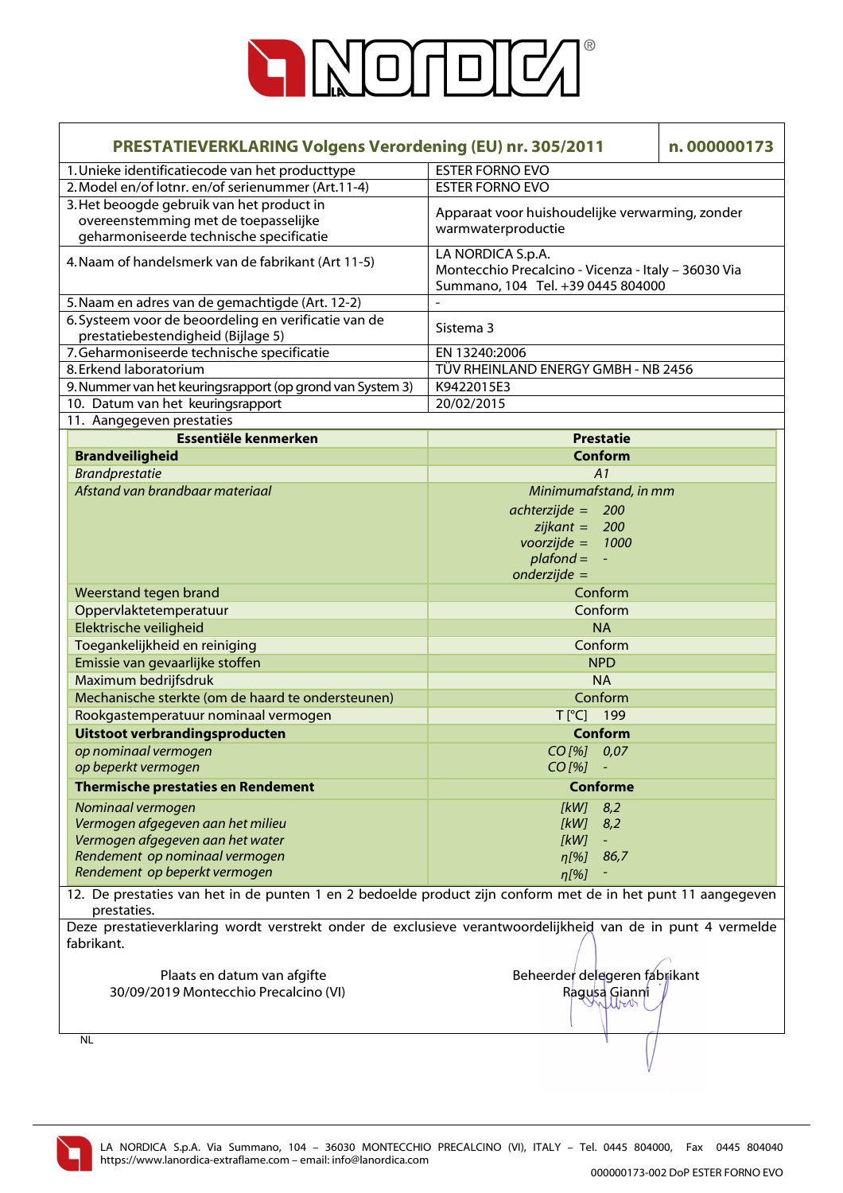# PRESTATIEVERKLARING Volgens Verordening (EU) nr. 305/2011 — n. 000000173

| | |
|---|---|
| 1. Unieke identificatiecode van het producttype | ESTER FORNO EVO |
| 2. Model en/of lotnr. en/of serienummer (Art.11-4) | ESTER FORNO EVO |
| 3. Het beoogde gebruik van het product in overeenstemming met de toepasselijke geharmoniseerde technische specificatie | Apparaat voor huishoudelijke verwarming, zonder warmwaterproductie |
| 4. Naam of handelsmerk van de fabrikant (Art 11-5) | LA NORDICA S.p.A. Montecchio Precalcino - Vicenza - Italy – 36030 Via Summano, 104 Tel. +39 0445 804000 |
| 5. Naam en adres van de gemachtigde (Art. 12-2) | - |
| 6. Systeem voor de beoordeling en verificatie van de prestatiebestendigheid (Bijlage 5) | Sistema 3 |
| 7. Geharmoniseerde technische specificatie | EN 13240:2006 |
| 8. Erkend laboratorium | TÜV RHEINLAND ENERGY GMBH - NB 2456 |
| 9. Nummer van het keuringsrapport (op grond van System 3) | K9422015E3 |
| 10. Datum van het keuringsrapport | 20/02/2015 |

11. Aangegeven prestaties

| Essentiële kenmerken | Prestatie |
|---|---|
| **Brandveiligheid** | **Conform** |
| *Brandprestatie* | *A1* |
| *Afstand van brandbaar materiaal* | *Minimumafstand, in mm*<br>*achterzijde = 200*<br>*zijkant = 200*<br>*voorzijde = 1000*<br>*plafond = -*<br>*onderzijde =* |
| Weerstand tegen brand | Conform |
| Oppervlaktetemperatuur | Conform |
| Elektrische veiligheid | NA |
| Toegankelijkheid en reiniging | Conform |
| Emissie van gevaarlijke stoffen | NPD |
| Maximum bedrijfsdruk | NA |
| Mechanische sterkte (om de haard te ondersteunen) | Conform |
| Rookgastemperatuur nominaal vermogen | T [°C] 199 |
| **Uitstoot verbrandingsproducten** | **Conform** |
| *op nominaal vermogen* | *CO [%] 0,07* |
| *op beperkt vermogen* | *CO [%] -* |
| **Thermische prestaties en Rendement** | **Conforme** |
| *Nominaal vermogen* | *[kW] 8,2* |
| *Vermogen afgegeven aan het milieu* | *[kW] 8,2* |
| *Vermogen afgegeven aan het water* | *[kW] -* |
| *Rendement op nominaal vermogen* | *η[%] 86,7* |
| *Rendement op beperkt vermogen* | *η[%] -* |

12. De prestaties van het in de punten 1 en 2 bedoelde product zijn conform met de in het punt 11 aangegeven prestaties.

Deze prestatieverklaring wordt verstrekt onder de exclusieve verantwoordelijkheid van de in punt 4 vermelde fabrikant.

Plaats en datum van afgifte
30/09/2019 Montecchio Precalcino (VI)

Beheerder delegeren fabrikant
Ragusa Gianni

NL

LA NORDICA S.p.A. Via Summano, 104 – 36030 MONTECCHIO PRECALCINO (VI), ITALY – Tel. 0445 804000, Fax 0445 804040
https://www.lanordica-extraflame.com – email: info@lanordica.com

000000173-002 DoP ESTER FORNO EVO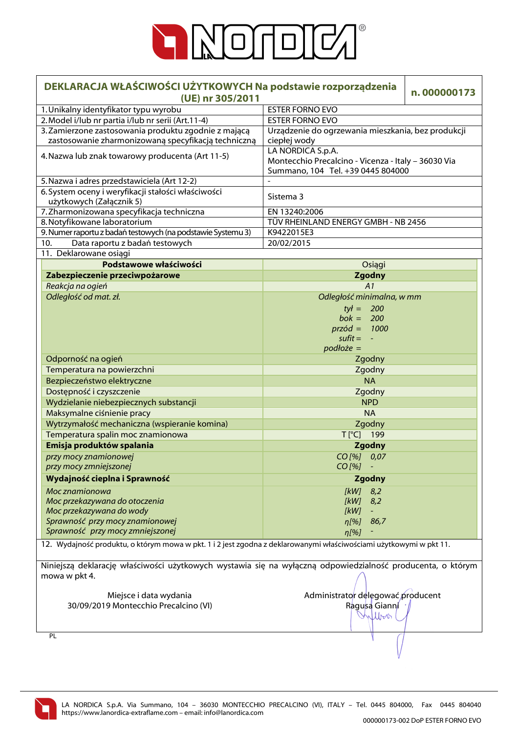| DEKLARACJA WŁAŚCIWOŚCI UŻYTKOWYCH Na podstawie rozporządzenia (UE) nr 305/2011 | n. 000000173 |
|---|---|
| 1. Unikalny identyfikator typu wyrobu | ESTER FORNO EVO |
| 2. Model i/lub nr partia i/lub nr serii (Art.11-4) | ESTER FORNO EVO |
| 3. Zamierzone zastosowania produktu zgodnie z mającą zastosowanie zharmonizowaną specyfikacją techniczną | Urządzenie do ogrzewania mieszkania, bez produkcji ciepłej wody |
| 4. Nazwa lub znak towarowy producenta (Art 11-5) | LA NORDICA S.p.A. Montecchio Precalcino - Vicenza - Italy – 36030 Via Summano, 104 Tel. +39 0445 804000 |
| 5. Nazwa i adres przedstawiciela (Art 12-2) | - |
| 6. System oceny i weryfikacji stałości właściwości użytkowych (Załącznik 5) | Sistema 3 |
| 7. Zharmonizowana specyfikacja techniczna | EN 13240:2006 |
| 8. Notyfikowane laboratorium | TÜV RHEINLAND ENERGY GMBH - NB 2456 |
| 9. Numer raportu z badań testowych (na podstawie Systemu 3) | K9422015E3 |
| 10. Data raportu z badań testowych | 20/02/2015 |
| 11. Deklarowane osiągi | |

| Podstawowe właściwości | Osiągi |
|---|---|
| **Zabezpieczenie przeciwpożarowe** | **Zgodny** |
| *Reakcja na ogień* | *A1* |
| *Odległość od mat. zł.* | *Odległość minimalna, w mm*<br>*tył =* 200<br>*bok =* 200<br>*przód =* 1000<br>*sufit =* -<br>*podłoże =* |
| Odporność na ogień | Zgodny |
| Temperatura na powierzchni | Zgodny |
| Bezpieczeństwo elektryczne | NA |
| Dostępność i czyszczenie | Zgodny |
| Wydzielanie niebezpiecznych substancji | NPD |
| Maksymalne ciśnienie pracy | NA |
| Wytrzymałość mechaniczna (wspieranie komina) | Zgodny |
| Temperatura spalin moc znamionowa | T [°C] 199 |
| **Emisja produktów spalania** | **Zgodny** |
| *przy mocy znamionowej* | *CO [%]* 0,07 |
| *przy mocy zmniejszonej* | *CO [%]* - |
| **Wydajność cieplna i Sprawność** | **Zgodny** |
| *Moc znamionowa* | *[kW]* 8,2 |
| *Moc przekazywana do otoczenia* | *[kW]* 8,2 |
| *Moc przekazywana do wody* | *[kW]* - |
| *Sprawność przy mocy znamionowej* | *η[%]* 86,7 |
| *Sprawność przy mocy zmniejszonej* | *η[%]* - |

12. Wydajność produktu, o którym mowa w pkt. 1 i 2 jest zgodna z deklarowanymi właściwościami użytkowymi w pkt 11.

Niniejszą deklarację właściwości użytkowych wystawia się na wyłączną odpowiedzialność producenta, o którym mowa w pkt 4.

Miejsce i data wydania
30/09/2019 Montecchio Precalcino (VI)

Administrator delegować producent
Ragusa Gianni

PL

LA NORDICA S.p.A. Via Summano, 104 – 36030 MONTECCHIO PRECALCINO (VI), ITALY – Tel. 0445 804000, Fax 0445 804040
https://www.lanordica-extraflame.com – email: info@lanordica.com

000000173-002 DoP ESTER FORNO EVO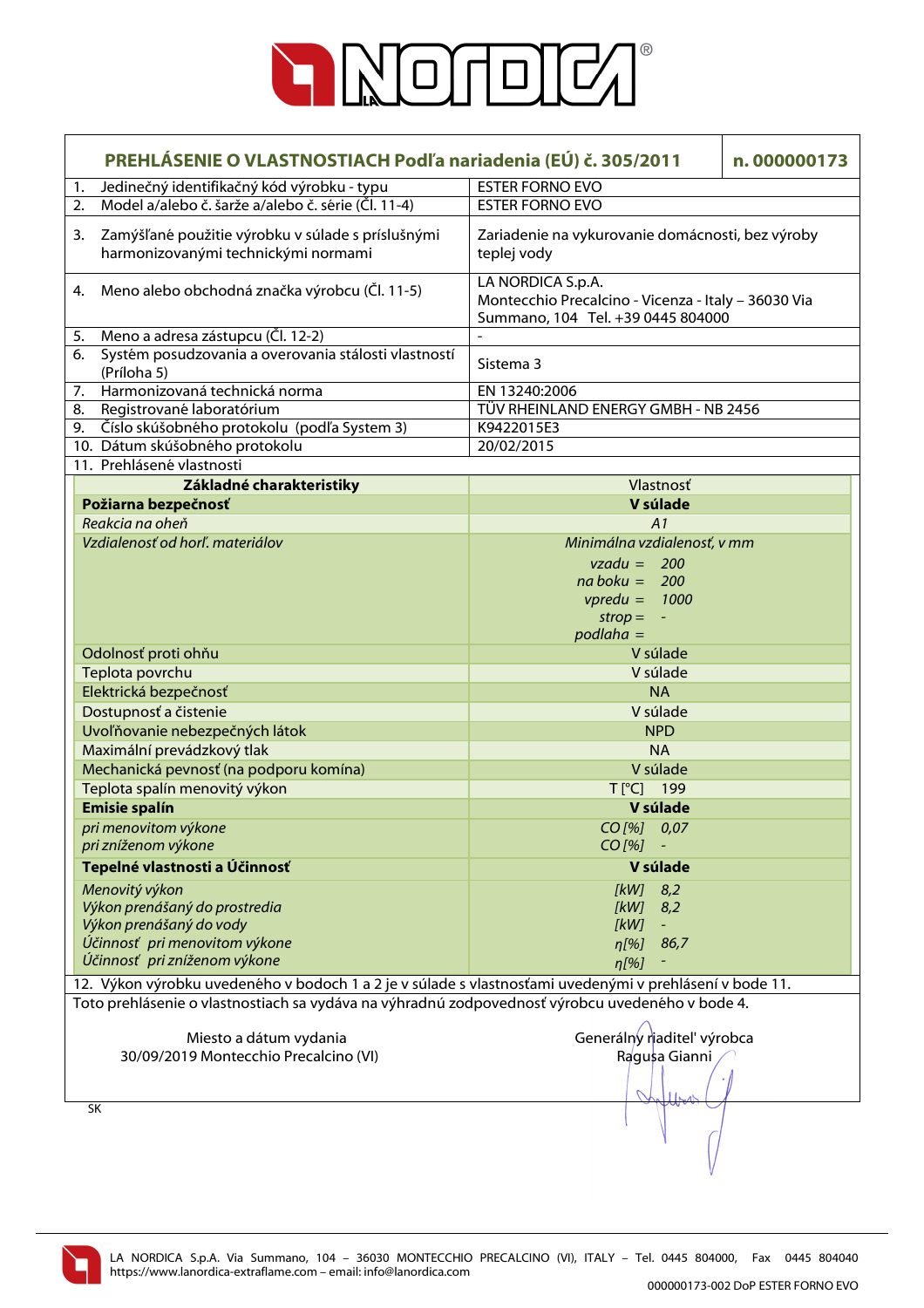| PREHLÁSENIE O VLASTNOSTIACH Podľa nariadenia (EÚ) č. 305/2011 | n. 000000173 |
|---|---|

| | |
|---|---|
| 1. Jedinečný identifikačný kód výrobku - typu | ESTER FORNO EVO |
| 2. Model a/alebo č. šarže a/alebo č. série (Čl. 11-4) | ESTER FORNO EVO |
| 3. Zamýšľané použitie výrobku v súlade s príslušnými harmonizovanými technickými normami | Zariadenie na vykurovanie domácnosti, bez výroby teplej vody |
| 4. Meno alebo obchodná značka výrobcu (Čl. 11-5) | LA NORDICA S.p.A. Montecchio Precalcino - Vicenza - Italy – 36030 Via Summano, 104 Tel. +39 0445 804000 |
| 5. Meno a adresa zástupcu (Čl. 12-2) | - |
| 6. Systém posudzovania a overovania stálosti vlastností (Príloha 5) | Sistema 3 |
| 7. Harmonizovaná technická norma | EN 13240:2006 |
| 8. Registrované laboratórium | TÜV RHEINLAND ENERGY GMBH - NB 2456 |
| 9. Číslo skúšobného protokolu (podľa System 3) | K9422015E3 |
| 10. Dátum skúšobného protokolu | 20/02/2015 |
| 11. Prehlásené vlastnosti | |

| Základné charakteristiky | Vlastnosť |
|---|---|
| **Požiarna bezpečnosť** | **V súlade** |
| *Reakcia na oheň* | *A1* |
| *Vzdialenosť od horľ. materiálov* | *Minimálna vzdialenosť, v mm*<br>*vzadu = 200*<br>*na boku = 200*<br>*vpredu = 1000*<br>*strop = -*<br>*podlaha =* |
| Odolnosť proti ohňu | V súlade |
| Teplota povrchu | V súlade |
| Elektrická bezpečnosť | NA |
| Dostupnosť a čistenie | V súlade |
| Uvoľňovanie nebezpečných látok | NPD |
| Maximální prevádzkový tlak | NA |
| Mechanická pevnosť (na podporu komína) | V súlade |
| Teplota spalín menovitý výkon | T [°C] 199 |
| **Emisie spalín** | **V súlade** |
| *pri menovitom výkone*<br>*pri zníženom výkone* | *CO [%] 0,07*<br>*CO [%] -* |
| **Tepelné vlastnosti a Účinnosť** | **V súlade** |
| *Menovitý výkon*<br>*Výkon prenášaný do prostredia*<br>*Výkon prenášaný do vody*<br>*Účinnosť pri menovitom výkone*<br>*Účinnosť pri zníženom výkone* | *[kW] 8,2*<br>*[kW] 8,2*<br>*[kW] -*<br>*η[%] 86,7*<br>*η[%] -* |

12. Výkon výrobku uvedeného v bodoch 1 a 2 je v súlade s vlastnosťami uvedenými v prehlásení v bode 11.

Toto prehlásenie o vlastnostiach sa vydáva na výhradnú zodpovednosť výrobcu uvedeného v bode 4.

| Miesto a dátum vydania | Generálny riaditeľ výrobca |
|---|---|
| 30/09/2019 Montecchio Precalcino (VI) | Ragusa Gianni |

SK

LA NORDICA S.p.A. Via Summano, 104 – 36030 MONTECCHIO PRECALCINO (VI), ITALY – Tel. 0445 804000, Fax 0445 804040
https://www.lanordica-extraflame.com – email: info@lanordica.com

000000173-002 DoP ESTER FORNO EVO